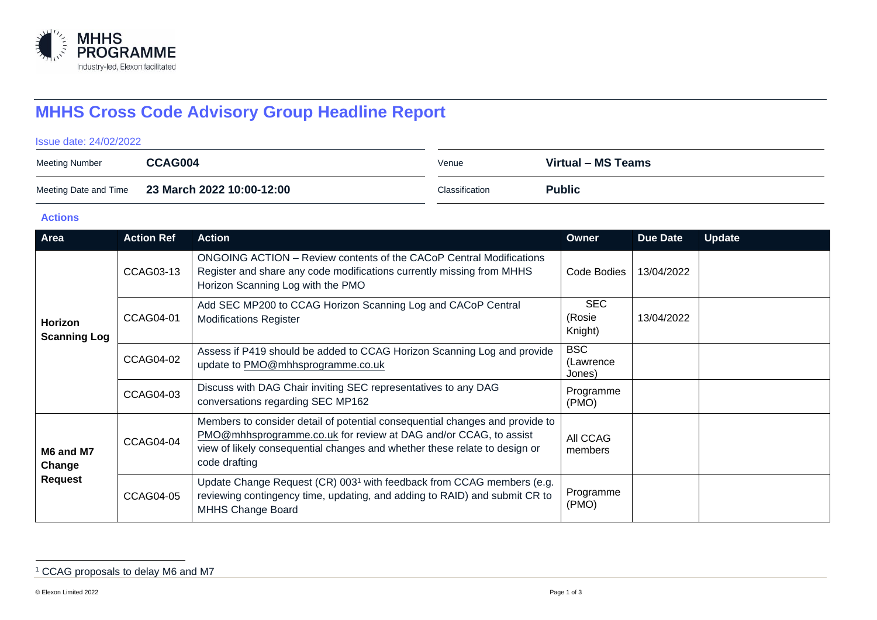# MHHS Cross Code Advisory Group Headline Report

Issue date: 24/02/2022

| Meeting Number | **CCAG004** | Venue | **Virtual – MS Teams** |
|---|---|---|---|
| Meeting Date and Time | **23 March 2022 10:00-12:00** | Classification | **Public** |

## Actions

| Area | Action Ref | Action | Owner | Due Date | Update |
|---|---|---|---|---|---|
| **Horizon Scanning Log** | CCAG03-13 | ONGOING ACTION – Review contents of the CACoP Central Modifications Register and share any code modifications currently missing from MHHS Horizon Scanning Log with the PMO | Code Bodies | 13/04/2022 | |
| | CCAG04-01 | Add SEC MP200 to CCAG Horizon Scanning Log and CACoP Central Modifications Register | SEC (Rosie Knight) | 13/04/2022 | |
| | CCAG04-02 | Assess if P419 should be added to CCAG Horizon Scanning Log and provide update to PMO@mhhsprogramme.co.uk | BSC (Lawrence Jones) | | |
| | CCAG04-03 | Discuss with DAG Chair inviting SEC representatives to any DAG conversations regarding SEC MP162 | Programme (PMO) | | |
| **M6 and M7 Change Request** | CCAG04-04 | Members to consider detail of potential consequential changes and provide to PMO@mhhsprogramme.co.uk for review at DAG and/or CCAG, to assist view of likely consequential changes and whether these relate to design or code drafting | All CCAG members | | |
| | CCAG04-05 | Update Change Request (CR) 003[1] with feedback from CCAG members (e.g. reviewing contingency time, updating, and adding to RAID) and submit CR to MHHS Change Board | Programme (PMO) | | |

[1] CCAG proposals to delay M6 and M7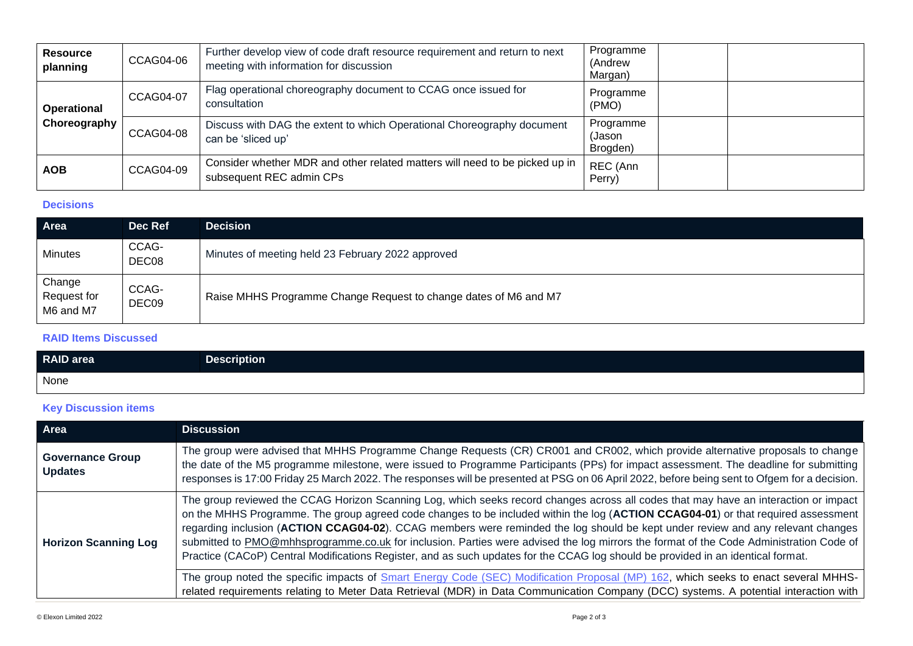| | | | | | |
|---|---|---|---|---|---|
| **Resource planning** | CCAG04-06 | Further develop view of code draft resource requirement and return to next meeting with information for discussion | Programme (Andrew Margan) | | |
| **Operational Choreography** | CCAG04-07 | Flag operational choreography document to CCAG once issued for consultation | Programme (PMO) | | |
| | CCAG04-08 | Discuss with DAG the extent to which Operational Choreography document can be 'sliced up' | Programme (Jason Brogden) | | |
| **AOB** | CCAG04-09 | Consider whether MDR and other related matters will need to be picked up in subsequent REC admin CPs | REC (Ann Perry) | | |

### Decisions

| Area | Dec Ref | Decision |
|---|---|---|
| Minutes | CCAG-DEC08 | Minutes of meeting held 23 February 2022 approved |
| Change Request for M6 and M7 | CCAG-DEC09 | Raise MHHS Programme Change Request to change dates of M6 and M7 |

### RAID Items Discussed

| RAID area | Description |
|---|---|
| None | |

### Key Discussion items

| Area | Discussion |
|---|---|
| **Governance Group Updates** | The group were advised that MHHS Programme Change Requests (CR) CR001 and CR002, which provide alternative proposals to change the date of the M5 programme milestone, were issued to Programme Participants (PPs) for impact assessment. The deadline for submitting responses is 17:00 Friday 25 March 2022. The responses will be presented at PSG on 06 April 2022, before being sent to Ofgem for a decision. |
| **Horizon Scanning Log** | The group reviewed the CCAG Horizon Scanning Log, which seeks record changes across all codes that may have an interaction or impact on the MHHS Programme. The group agreed code changes to be included within the log (**ACTION CCAG04-01**) or that required assessment regarding inclusion (**ACTION CCAG04-02**). CCAG members were reminded the log should be kept under review and any relevant changes submitted to PMO@mhhsprogramme.co.uk for inclusion. Parties were advised the log mirrors the format of the Code Administration Code of Practice (CACoP) Central Modifications Register, and as such updates for the CCAG log should be provided in an identical format. |
| | The group noted the specific impacts of Smart Energy Code (SEC) Modification Proposal (MP) 162, which seeks to enact several MHHS-related requirements relating to Meter Data Retrieval (MDR) in Data Communication Company (DCC) systems. A potential interaction with |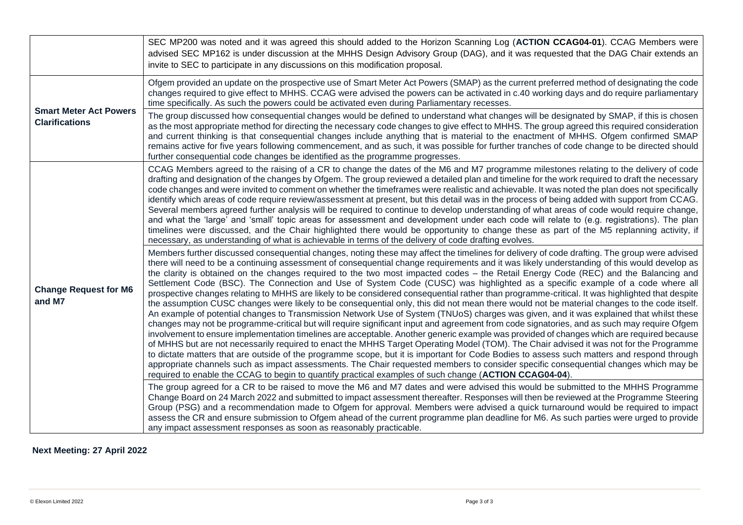| | |
|---|---|
| | SEC MP200 was noted and it was agreed this should added to the Horizon Scanning Log (**ACTION CCAG04-01**). CCAG Members were advised SEC MP162 is under discussion at the MHHS Design Advisory Group (DAG), and it was requested that the DAG Chair extends an invite to SEC to participate in any discussions on this modification proposal. |
| **Smart Meter Act Powers Clarifications** | Ofgem provided an update on the prospective use of Smart Meter Act Powers (SMAP) as the current preferred method of designating the code changes required to give effect to MHHS. CCAG were advised the powers can be activated in c.40 working days and do require parliamentary time specifically. As such the powers could be activated even during Parliamentary recesses. |
| | The group discussed how consequential changes would be defined to understand what changes will be designated by SMAP, if this is chosen as the most appropriate method for directing the necessary code changes to give effect to MHHS. The group agreed this required consideration and current thinking is that consequential changes include anything that is material to the enactment of MHHS. Ofgem confirmed SMAP remains active for five years following commencement, and as such, it was possible for further tranches of code change to be directed should further consequential code changes be identified as the programme progresses. |
| **Change Request for M6 and M7** | CCAG Members agreed to the raising of a CR to change the dates of the M6 and M7 programme milestones relating to the delivery of code drafting and designation of the changes by Ofgem. The group reviewed a detailed plan and timeline for the work required to draft the necessary code changes and were invited to comment on whether the timeframes were realistic and achievable. It was noted the plan does not specifically identify which areas of code require review/assessment at present, but this detail was in the process of being added with support from CCAG. Several members agreed further analysis will be required to continue to develop understanding of what areas of code would require change, and what the 'large' and 'small' topic areas for assessment and development under each code will relate to (e.g. registrations). The plan timelines were discussed, and the Chair highlighted there would be opportunity to change these as part of the M5 replanning activity, if necessary, as understanding of what is achievable in terms of the delivery of code drafting evolves. |
| | Members further discussed consequential changes, noting these may affect the timelines for delivery of code drafting. The group were advised there will need to be a continuing assessment of consequential change requirements and it was likely understanding of this would develop as the clarity is obtained on the changes required to the two most impacted codes – the Retail Energy Code (REC) and the Balancing and Settlement Code (BSC). The Connection and Use of System Code (CUSC) was highlighted as a specific example of a code where all prospective changes relating to MHHS are likely to be considered consequential rather than programme-critical. It was highlighted that despite the assumption CUSC changes were likely to be consequential only, this did not mean there would not be material changes to the code itself. An example of potential changes to Transmission Network Use of System (TNUoS) charges was given, and it was explained that whilst these changes may not be programme-critical but will require significant input and agreement from code signatories, and as such may require Ofgem involvement to ensure implementation timelines are acceptable. Another generic example was provided of changes which are required because of MHHS but are not necessarily required to enact the MHHS Target Operating Model (TOM). The Chair advised it was not for the Programme to dictate matters that are outside of the programme scope, but it is important for Code Bodies to assess such matters and respond through appropriate channels such as impact assessments. The Chair requested members to consider specific consequential changes which may be required to enable the CCAG to begin to quantify practical examples of such change (**ACTION CCAG04-04**). |
| | The group agreed for a CR to be raised to move the M6 and M7 dates and were advised this would be submitted to the MHHS Programme Change Board on 24 March 2022 and submitted to impact assessment thereafter. Responses will then be reviewed at the Programme Steering Group (PSG) and a recommendation made to Ofgem for approval. Members were advised a quick turnaround would be required to impact assess the CR and ensure submission to Ofgem ahead of the current programme plan deadline for M6. As such parties were urged to provide any impact assessment responses as soon as reasonably practicable. |

**Next Meeting: 27 April 2022**